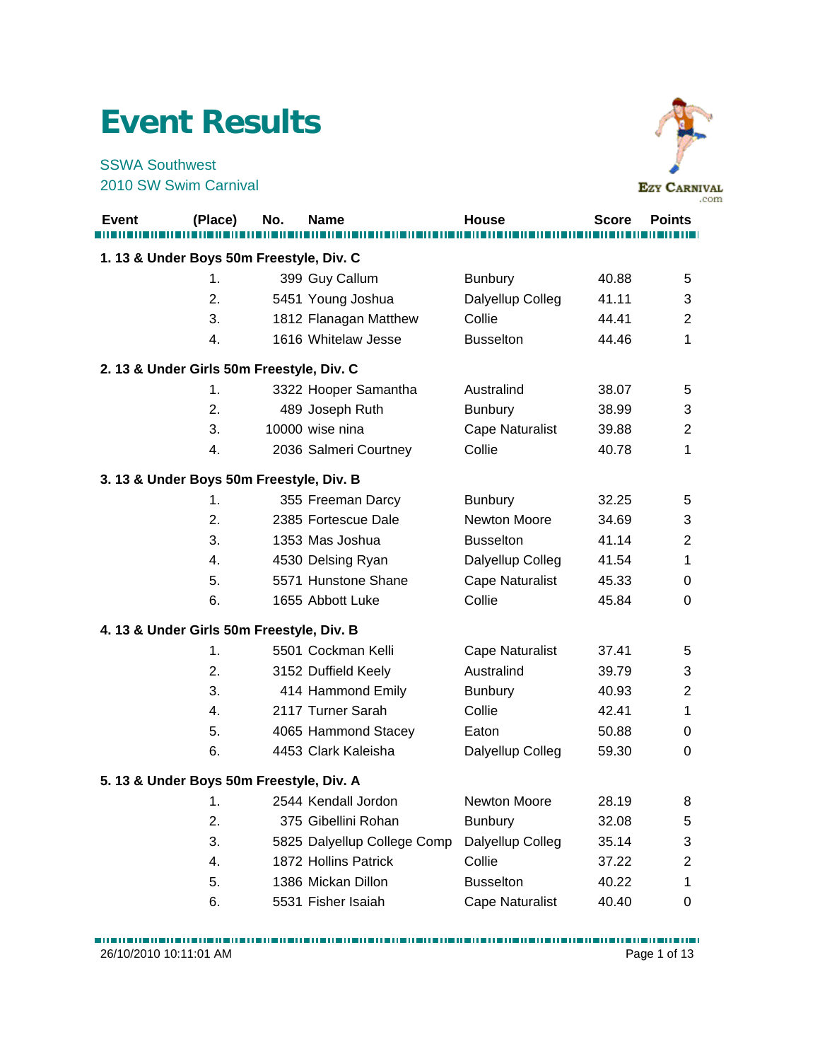# Event Results

SSWA Southwest
2010 SW Swim Carnival

| Event | (Place) | No. | Name | House | Score | Points |
|---|---|---|---|---|---|---|
| **1. 13 & Under Boys 50m Freestyle, Div. C** | | | | | | |
| | 1. | 399 | Guy Callum | Bunbury | 40.88 | 5 |
| | 2. | 5451 | Young Joshua | Dalyellup Colleg | 41.11 | 3 |
| | 3. | 1812 | Flanagan Matthew | Collie | 44.41 | 2 |
| | 4. | 1616 | Whitelaw Jesse | Busselton | 44.46 | 1 |
| **2. 13 & Under Girls 50m Freestyle, Div. C** | | | | | | |
| | 1. | 3322 | Hooper Samantha | Australind | 38.07 | 5 |
| | 2. | 489 | Joseph Ruth | Bunbury | 38.99 | 3 |
| | 3. | 10000 | wise nina | Cape Naturalist | 39.88 | 2 |
| | 4. | 2036 | Salmeri Courtney | Collie | 40.78 | 1 |
| **3. 13 & Under Boys 50m Freestyle, Div. B** | | | | | | |
| | 1. | 355 | Freeman Darcy | Bunbury | 32.25 | 5 |
| | 2. | 2385 | Fortescue Dale | Newton Moore | 34.69 | 3 |
| | 3. | 1353 | Mas Joshua | Busselton | 41.14 | 2 |
| | 4. | 4530 | Delsing Ryan | Dalyellup Colleg | 41.54 | 1 |
| | 5. | 5571 | Hunstone Shane | Cape Naturalist | 45.33 | 0 |
| | 6. | 1655 | Abbott Luke | Collie | 45.84 | 0 |
| **4. 13 & Under Girls 50m Freestyle, Div. B** | | | | | | |
| | 1. | 5501 | Cockman Kelli | Cape Naturalist | 37.41 | 5 |
| | 2. | 3152 | Duffield Keely | Australind | 39.79 | 3 |
| | 3. | 414 | Hammond Emily | Bunbury | 40.93 | 2 |
| | 4. | 2117 | Turner Sarah | Collie | 42.41 | 1 |
| | 5. | 4065 | Hammond Stacey | Eaton | 50.88 | 0 |
| | 6. | 4453 | Clark Kaleisha | Dalyellup Colleg | 59.30 | 0 |
| **5. 13 & Under Boys 50m Freestyle, Div. A** | | | | | | |
| | 1. | 2544 | Kendall Jordon | Newton Moore | 28.19 | 8 |
| | 2. | 375 | Gibellini Rohan | Bunbury | 32.08 | 5 |
| | 3. | 5825 | Dalyellup College Comp | Dalyellup Colleg | 35.14 | 3 |
| | 4. | 1872 | Hollins Patrick | Collie | 37.22 | 2 |
| | 5. | 1386 | Mickan Dillon | Busselton | 40.22 | 1 |
| | 6. | 5531 | Fisher Isaiah | Cape Naturalist | 40.40 | 0 |

26/10/2010 10:11:01 AM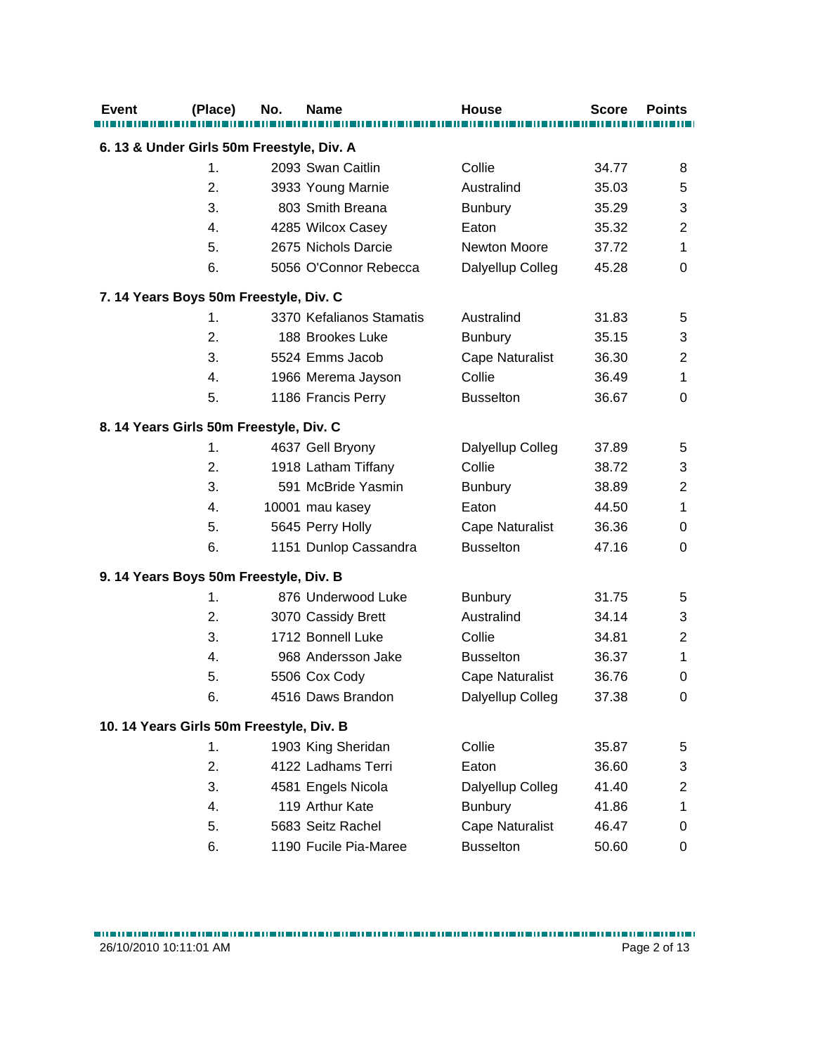| Event | (Place) | No. | Name | House | Score | Points |
|---|---|---|---|---|---|---|
| **6. 13 & Under Girls 50m Freestyle, Div. A** | | | | | | |
| | 1. | 2093 | Swan Caitlin | Collie | 34.77 | 8 |
| | 2. | 3933 | Young Marnie | Australind | 35.03 | 5 |
| | 3. | 803 | Smith Breana | Bunbury | 35.29 | 3 |
| | 4. | 4285 | Wilcox Casey | Eaton | 35.32 | 2 |
| | 5. | 2675 | Nichols Darcie | Newton Moore | 37.72 | 1 |
| | 6. | 5056 | O'Connor Rebecca | Dalyellup Colleg | 45.28 | 0 |
| **7. 14 Years Boys 50m Freestyle, Div. C** | | | | | | |
| | 1. | 3370 | Kefalianos Stamatis | Australind | 31.83 | 5 |
| | 2. | 188 | Brookes Luke | Bunbury | 35.15 | 3 |
| | 3. | 5524 | Emms Jacob | Cape Naturalist | 36.30 | 2 |
| | 4. | 1966 | Merema Jayson | Collie | 36.49 | 1 |
| | 5. | 1186 | Francis Perry | Busselton | 36.67 | 0 |
| **8. 14 Years Girls 50m Freestyle, Div. C** | | | | | | |
| | 1. | 4637 | Gell Bryony | Dalyellup Colleg | 37.89 | 5 |
| | 2. | 1918 | Latham Tiffany | Collie | 38.72 | 3 |
| | 3. | 591 | McBride Yasmin | Bunbury | 38.89 | 2 |
| | 4. | 10001 | mau kasey | Eaton | 44.50 | 1 |
| | 5. | 5645 | Perry Holly | Cape Naturalist | 36.36 | 0 |
| | 6. | 1151 | Dunlop Cassandra | Busselton | 47.16 | 0 |
| **9. 14 Years Boys 50m Freestyle, Div. B** | | | | | | |
| | 1. | 876 | Underwood Luke | Bunbury | 31.75 | 5 |
| | 2. | 3070 | Cassidy Brett | Australind | 34.14 | 3 |
| | 3. | 1712 | Bonnell Luke | Collie | 34.81 | 2 |
| | 4. | 968 | Andersson Jake | Busselton | 36.37 | 1 |
| | 5. | 5506 | Cox Cody | Cape Naturalist | 36.76 | 0 |
| | 6. | 4516 | Daws Brandon | Dalyellup Colleg | 37.38 | 0 |
| **10. 14 Years Girls 50m Freestyle, Div. B** | | | | | | |
| | 1. | 1903 | King Sheridan | Collie | 35.87 | 5 |
| | 2. | 4122 | Ladhams Terri | Eaton | 36.60 | 3 |
| | 3. | 4581 | Engels Nicola | Dalyellup Colleg | 41.40 | 2 |
| | 4. | 119 | Arthur Kate | Bunbury | 41.86 | 1 |
| | 5. | 5683 | Seitz Rachel | Cape Naturalist | 46.47 | 0 |
| | 6. | 1190 | Fucile Pia-Maree | Busselton | 50.60 | 0 |

26/10/2010 10:11:01 AM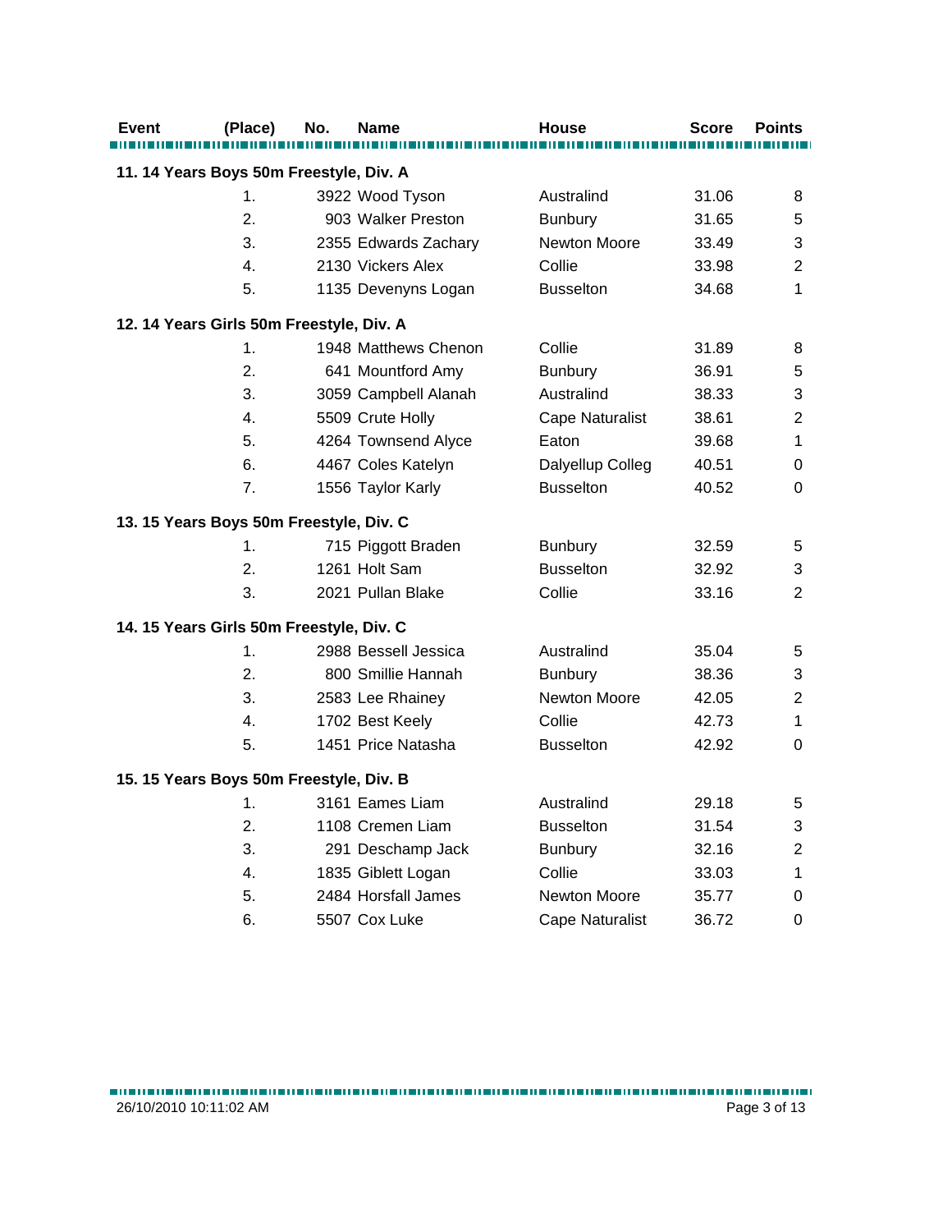| Event | (Place) | No. | Name | House | Score | Points |
|---|---|---|---|---|---|---|
| **11. 14 Years Boys 50m Freestyle, Div. A** | | | | | | |
| | 1. | 3922 | Wood Tyson | Australind | 31.06 | 8 |
| | 2. | 903 | Walker Preston | Bunbury | 31.65 | 5 |
| | 3. | 2355 | Edwards Zachary | Newton Moore | 33.49 | 3 |
| | 4. | 2130 | Vickers Alex | Collie | 33.98 | 2 |
| | 5. | 1135 | Devenyns Logan | Busselton | 34.68 | 1 |
| **12. 14 Years Girls 50m Freestyle, Div. A** | | | | | | |
| | 1. | 1948 | Matthews Chenon | Collie | 31.89 | 8 |
| | 2. | 641 | Mountford Amy | Bunbury | 36.91 | 5 |
| | 3. | 3059 | Campbell Alanah | Australind | 38.33 | 3 |
| | 4. | 5509 | Crute Holly | Cape Naturalist | 38.61 | 2 |
| | 5. | 4264 | Townsend Alyce | Eaton | 39.68 | 1 |
| | 6. | 4467 | Coles Katelyn | Dalyellup Colleg | 40.51 | 0 |
| | 7. | 1556 | Taylor Karly | Busselton | 40.52 | 0 |
| **13. 15 Years Boys 50m Freestyle, Div. C** | | | | | | |
| | 1. | 715 | Piggott Braden | Bunbury | 32.59 | 5 |
| | 2. | 1261 | Holt Sam | Busselton | 32.92 | 3 |
| | 3. | 2021 | Pullan Blake | Collie | 33.16 | 2 |
| **14. 15 Years Girls 50m Freestyle, Div. C** | | | | | | |
| | 1. | 2988 | Bessell Jessica | Australind | 35.04 | 5 |
| | 2. | 800 | Smillie Hannah | Bunbury | 38.36 | 3 |
| | 3. | 2583 | Lee Rhainey | Newton Moore | 42.05 | 2 |
| | 4. | 1702 | Best Keely | Collie | 42.73 | 1 |
| | 5. | 1451 | Price Natasha | Busselton | 42.92 | 0 |
| **15. 15 Years Boys 50m Freestyle, Div. B** | | | | | | |
| | 1. | 3161 | Eames Liam | Australind | 29.18 | 5 |
| | 2. | 1108 | Cremen Liam | Busselton | 31.54 | 3 |
| | 3. | 291 | Deschamp Jack | Bunbury | 32.16 | 2 |
| | 4. | 1835 | Giblett Logan | Collie | 33.03 | 1 |
| | 5. | 2484 | Horsfall James | Newton Moore | 35.77 | 0 |
| | 6. | 5507 | Cox Luke | Cape Naturalist | 36.72 | 0 |

26/10/2010 10:11:02 AM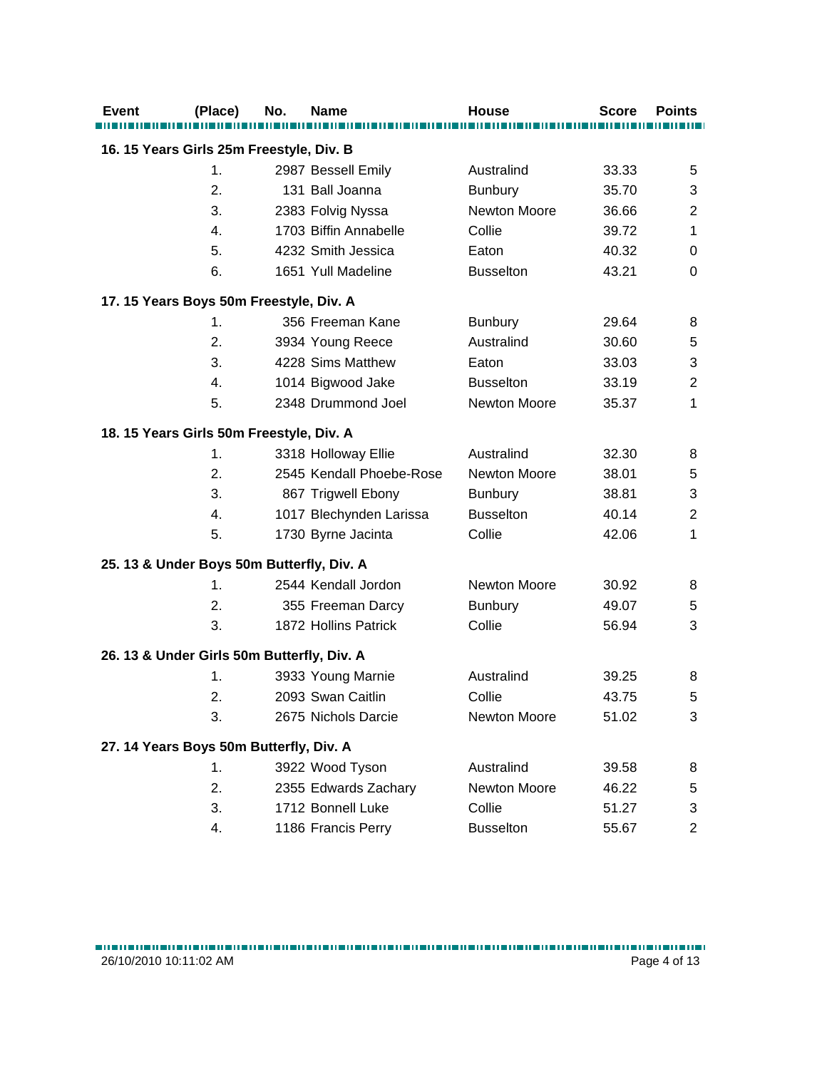| Event | (Place) | No. | Name | House | Score | Points |
|---|---|---|---|---|---|---|
| **16. 15 Years Girls 25m Freestyle, Div. B** | | | | | | |
| | 1. | 2987 | Bessell Emily | Australind | 33.33 | 5 |
| | 2. | 131 | Ball Joanna | Bunbury | 35.70 | 3 |
| | 3. | 2383 | Folvig Nyssa | Newton Moore | 36.66 | 2 |
| | 4. | 1703 | Biffin Annabelle | Collie | 39.72 | 1 |
| | 5. | 4232 | Smith Jessica | Eaton | 40.32 | 0 |
| | 6. | 1651 | Yull Madeline | Busselton | 43.21 | 0 |
| **17. 15 Years Boys 50m Freestyle, Div. A** | | | | | | |
| | 1. | 356 | Freeman Kane | Bunbury | 29.64 | 8 |
| | 2. | 3934 | Young Reece | Australind | 30.60 | 5 |
| | 3. | 4228 | Sims Matthew | Eaton | 33.03 | 3 |
| | 4. | 1014 | Bigwood Jake | Busselton | 33.19 | 2 |
| | 5. | 2348 | Drummond Joel | Newton Moore | 35.37 | 1 |
| **18. 15 Years Girls 50m Freestyle, Div. A** | | | | | | |
| | 1. | 3318 | Holloway Ellie | Australind | 32.30 | 8 |
| | 2. | 2545 | Kendall Phoebe-Rose | Newton Moore | 38.01 | 5 |
| | 3. | 867 | Trigwell Ebony | Bunbury | 38.81 | 3 |
| | 4. | 1017 | Blechynden Larissa | Busselton | 40.14 | 2 |
| | 5. | 1730 | Byrne Jacinta | Collie | 42.06 | 1 |
| **25. 13 & Under Boys 50m Butterfly, Div. A** | | | | | | |
| | 1. | 2544 | Kendall Jordon | Newton Moore | 30.92 | 8 |
| | 2. | 355 | Freeman Darcy | Bunbury | 49.07 | 5 |
| | 3. | 1872 | Hollins Patrick | Collie | 56.94 | 3 |
| **26. 13 & Under Girls 50m Butterfly, Div. A** | | | | | | |
| | 1. | 3933 | Young Marnie | Australind | 39.25 | 8 |
| | 2. | 2093 | Swan Caitlin | Collie | 43.75 | 5 |
| | 3. | 2675 | Nichols Darcie | Newton Moore | 51.02 | 3 |
| **27. 14 Years Boys 50m Butterfly, Div. A** | | | | | | |
| | 1. | 3922 | Wood Tyson | Australind | 39.58 | 8 |
| | 2. | 2355 | Edwards Zachary | Newton Moore | 46.22 | 5 |
| | 3. | 1712 | Bonnell Luke | Collie | 51.27 | 3 |
| | 4. | 1186 | Francis Perry | Busselton | 55.67 | 2 |

26/10/2010 10:11:02 AM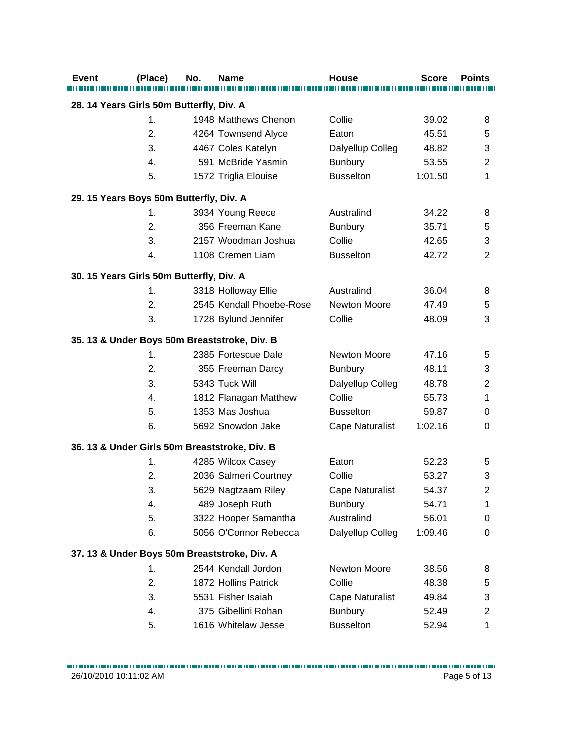| Event | (Place) | No. | Name | House | Score | Points |
|---|---|---|---|---|---|---|
| **28. 14 Years Girls 50m Butterfly, Div. A** | | | | | | |
| | 1. | 1948 | Matthews Chenon | Collie | 39.02 | 8 |
| | 2. | 4264 | Townsend Alyce | Eaton | 45.51 | 5 |
| | 3. | 4467 | Coles Katelyn | Dalyellup Colleg | 48.82 | 3 |
| | 4. | 591 | McBride Yasmin | Bunbury | 53.55 | 2 |
| | 5. | 1572 | Triglia Elouise | Busselton | 1:01.50 | 1 |
| **29. 15 Years Boys 50m Butterfly, Div. A** | | | | | | |
| | 1. | 3934 | Young Reece | Australind | 34.22 | 8 |
| | 2. | 356 | Freeman Kane | Bunbury | 35.71 | 5 |
| | 3. | 2157 | Woodman Joshua | Collie | 42.65 | 3 |
| | 4. | 1108 | Cremen Liam | Busselton | 42.72 | 2 |
| **30. 15 Years Girls 50m Butterfly, Div. A** | | | | | | |
| | 1. | 3318 | Holloway Ellie | Australind | 36.04 | 8 |
| | 2. | 2545 | Kendall Phoebe-Rose | Newton Moore | 47.49 | 5 |
| | 3. | 1728 | Bylund Jennifer | Collie | 48.09 | 3 |
| **35. 13 & Under Boys 50m Breaststroke, Div. B** | | | | | | |
| | 1. | 2385 | Fortescue Dale | Newton Moore | 47.16 | 5 |
| | 2. | 355 | Freeman Darcy | Bunbury | 48.11 | 3 |
| | 3. | 5343 | Tuck Will | Dalyellup Colleg | 48.78 | 2 |
| | 4. | 1812 | Flanagan Matthew | Collie | 55.73 | 1 |
| | 5. | 1353 | Mas Joshua | Busselton | 59.87 | 0 |
| | 6. | 5692 | Snowdon Jake | Cape Naturalist | 1:02.16 | 0 |
| **36. 13 & Under Girls 50m Breaststroke, Div. B** | | | | | | |
| | 1. | 4285 | Wilcox Casey | Eaton | 52.23 | 5 |
| | 2. | 2036 | Salmeri Courtney | Collie | 53.27 | 3 |
| | 3. | 5629 | Nagtzaam Riley | Cape Naturalist | 54.37 | 2 |
| | 4. | 489 | Joseph Ruth | Bunbury | 54.71 | 1 |
| | 5. | 3322 | Hooper Samantha | Australind | 56.01 | 0 |
| | 6. | 5056 | O'Connor Rebecca | Dalyellup Colleg | 1:09.46 | 0 |
| **37. 13 & Under Boys 50m Breaststroke, Div. A** | | | | | | |
| | 1. | 2544 | Kendall Jordon | Newton Moore | 38.56 | 8 |
| | 2. | 1872 | Hollins Patrick | Collie | 48.38 | 5 |
| | 3. | 5531 | Fisher Isaiah | Cape Naturalist | 49.84 | 3 |
| | 4. | 375 | Gibellini Rohan | Bunbury | 52.49 | 2 |
| | 5. | 1616 | Whitelaw Jesse | Busselton | 52.94 | 1 |

26/10/2010 10:11:02 AM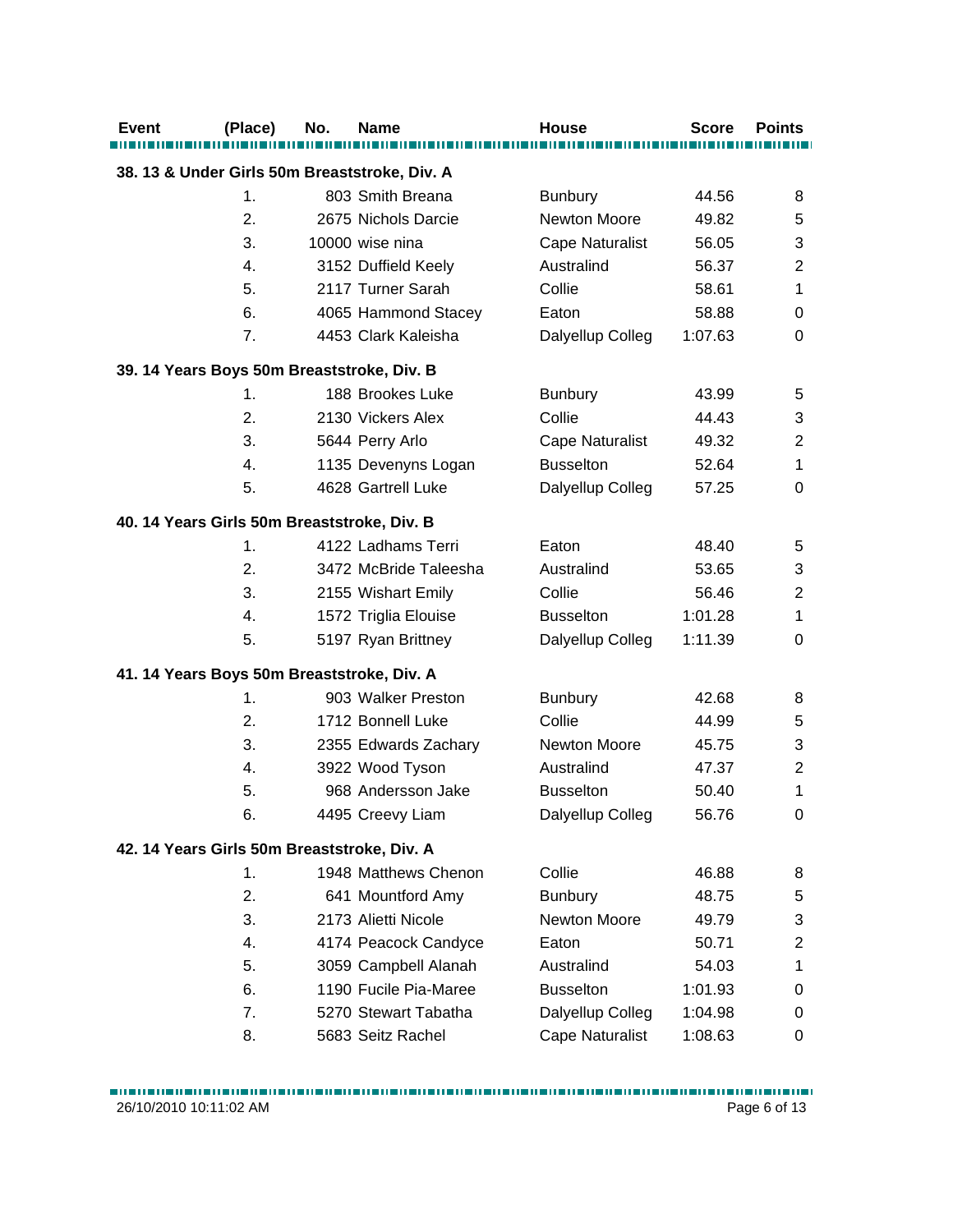| Event | (Place) | No. | Name | House | Score | Points |
|---|---|---|---|---|---|---|

**38. 13 & Under Girls 50m Breaststroke, Div. A**

| Event | (Place) | No. | Name | House | Score | Points |
|---|---|---|---|---|---|---|
| | 1. | 803 | Smith Breana | Bunbury | 44.56 | 8 |
| | 2. | 2675 | Nichols Darcie | Newton Moore | 49.82 | 5 |
| | 3. | 10000 | wise nina | Cape Naturalist | 56.05 | 3 |
| | 4. | 3152 | Duffield Keely | Australind | 56.37 | 2 |
| | 5. | 2117 | Turner Sarah | Collie | 58.61 | 1 |
| | 6. | 4065 | Hammond Stacey | Eaton | 58.88 | 0 |
| | 7. | 4453 | Clark Kaleisha | Dalyellup Colleg | 1:07.63 | 0 |

**39. 14 Years Boys 50m Breaststroke, Div. B**

| Event | (Place) | No. | Name | House | Score | Points |
|---|---|---|---|---|---|---|
| | 1. | 188 | Brookes Luke | Bunbury | 43.99 | 5 |
| | 2. | 2130 | Vickers Alex | Collie | 44.43 | 3 |
| | 3. | 5644 | Perry Arlo | Cape Naturalist | 49.32 | 2 |
| | 4. | 1135 | Devenyns Logan | Busselton | 52.64 | 1 |
| | 5. | 4628 | Gartrell Luke | Dalyellup Colleg | 57.25 | 0 |

**40. 14 Years Girls 50m Breaststroke, Div. B**

| Event | (Place) | No. | Name | House | Score | Points |
|---|---|---|---|---|---|---|
| | 1. | 4122 | Ladhams Terri | Eaton | 48.40 | 5 |
| | 2. | 3472 | McBride Taleesha | Australind | 53.65 | 3 |
| | 3. | 2155 | Wishart Emily | Collie | 56.46 | 2 |
| | 4. | 1572 | Triglia Elouise | Busselton | 1:01.28 | 1 |
| | 5. | 5197 | Ryan Brittney | Dalyellup Colleg | 1:11.39 | 0 |

**41. 14 Years Boys 50m Breaststroke, Div. A**

| Event | (Place) | No. | Name | House | Score | Points |
|---|---|---|---|---|---|---|
| | 1. | 903 | Walker Preston | Bunbury | 42.68 | 8 |
| | 2. | 1712 | Bonnell Luke | Collie | 44.99 | 5 |
| | 3. | 2355 | Edwards Zachary | Newton Moore | 45.75 | 3 |
| | 4. | 3922 | Wood Tyson | Australind | 47.37 | 2 |
| | 5. | 968 | Andersson Jake | Busselton | 50.40 | 1 |
| | 6. | 4495 | Creevy Liam | Dalyellup Colleg | 56.76 | 0 |

**42. 14 Years Girls 50m Breaststroke, Div. A**

| Event | (Place) | No. | Name | House | Score | Points |
|---|---|---|---|---|---|---|
| | 1. | 1948 | Matthews Chenon | Collie | 46.88 | 8 |
| | 2. | 641 | Mountford Amy | Bunbury | 48.75 | 5 |
| | 3. | 2173 | Alietti Nicole | Newton Moore | 49.79 | 3 |
| | 4. | 4174 | Peacock Candyce | Eaton | 50.71 | 2 |
| | 5. | 3059 | Campbell Alanah | Australind | 54.03 | 1 |
| | 6. | 1190 | Fucile Pia-Maree | Busselton | 1:01.93 | 0 |
| | 7. | 5270 | Stewart Tabatha | Dalyellup Colleg | 1:04.98 | 0 |
| | 8. | 5683 | Seitz Rachel | Cape Naturalist | 1:08.63 | 0 |

26/10/2010 10:11:02 AM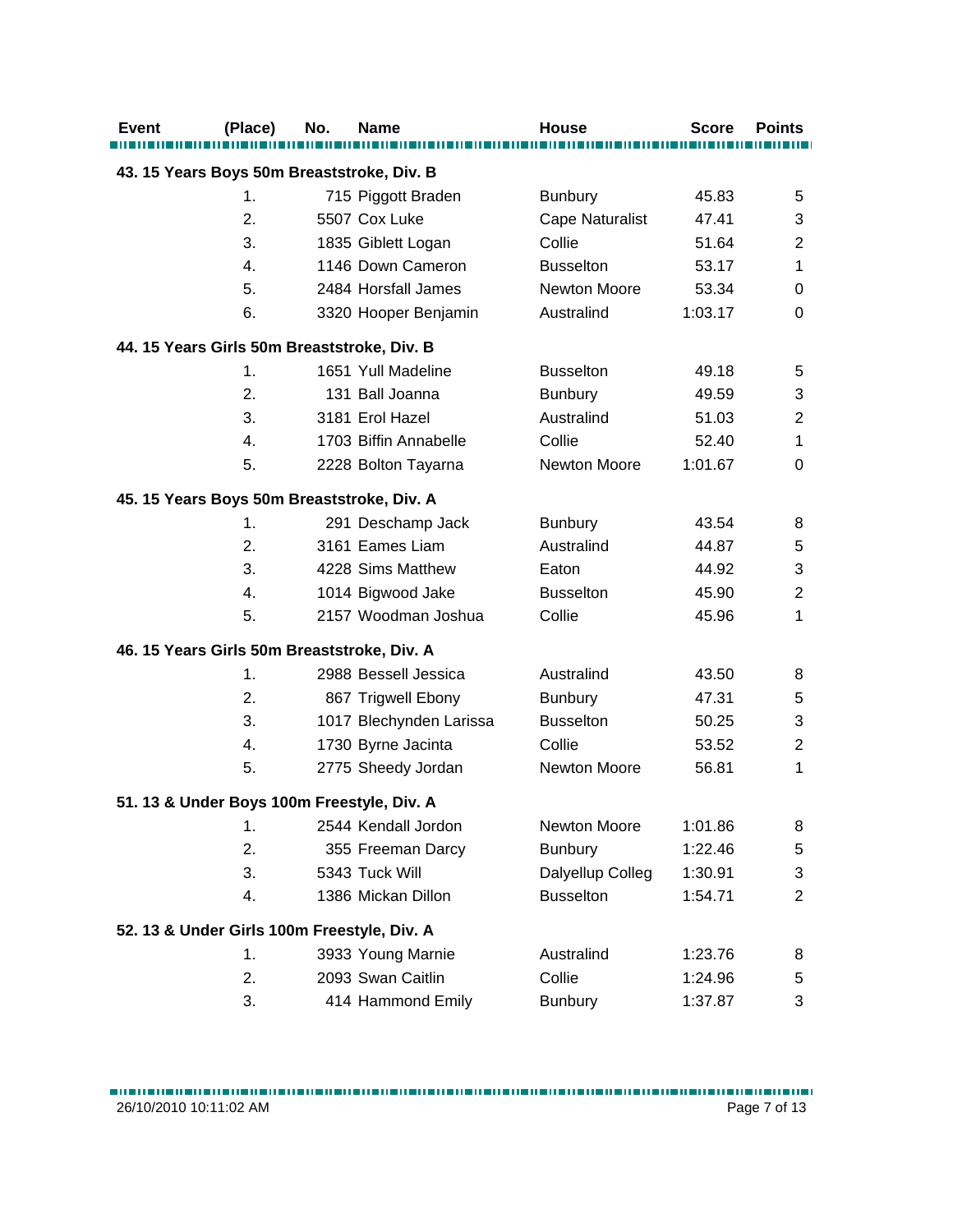| Event | (Place) | No. | Name | House | Score | Points |
|---|---|---|---|---|---|---|
| **43. 15 Years Boys 50m Breaststroke, Div. B** | | | | | | |
| | 1. | 715 | Piggott Braden | Bunbury | 45.83 | 5 |
| | 2. | 5507 | Cox Luke | Cape Naturalist | 47.41 | 3 |
| | 3. | 1835 | Giblett Logan | Collie | 51.64 | 2 |
| | 4. | 1146 | Down Cameron | Busselton | 53.17 | 1 |
| | 5. | 2484 | Horsfall James | Newton Moore | 53.34 | 0 |
| | 6. | 3320 | Hooper Benjamin | Australind | 1:03.17 | 0 |
| **44. 15 Years Girls 50m Breaststroke, Div. B** | | | | | | |
| | 1. | 1651 | Yull Madeline | Busselton | 49.18 | 5 |
| | 2. | 131 | Ball Joanna | Bunbury | 49.59 | 3 |
| | 3. | 3181 | Erol Hazel | Australind | 51.03 | 2 |
| | 4. | 1703 | Biffin Annabelle | Collie | 52.40 | 1 |
| | 5. | 2228 | Bolton Tayarna | Newton Moore | 1:01.67 | 0 |
| **45. 15 Years Boys 50m Breaststroke, Div. A** | | | | | | |
| | 1. | 291 | Deschamp Jack | Bunbury | 43.54 | 8 |
| | 2. | 3161 | Eames Liam | Australind | 44.87 | 5 |
| | 3. | 4228 | Sims Matthew | Eaton | 44.92 | 3 |
| | 4. | 1014 | Bigwood Jake | Busselton | 45.90 | 2 |
| | 5. | 2157 | Woodman Joshua | Collie | 45.96 | 1 |
| **46. 15 Years Girls 50m Breaststroke, Div. A** | | | | | | |
| | 1. | 2988 | Bessell Jessica | Australind | 43.50 | 8 |
| | 2. | 867 | Trigwell Ebony | Bunbury | 47.31 | 5 |
| | 3. | 1017 | Blechynden Larissa | Busselton | 50.25 | 3 |
| | 4. | 1730 | Byrne Jacinta | Collie | 53.52 | 2 |
| | 5. | 2775 | Sheedy Jordan | Newton Moore | 56.81 | 1 |
| **51. 13 & Under Boys 100m Freestyle, Div. A** | | | | | | |
| | 1. | 2544 | Kendall Jordon | Newton Moore | 1:01.86 | 8 |
| | 2. | 355 | Freeman Darcy | Bunbury | 1:22.46 | 5 |
| | 3. | 5343 | Tuck Will | Dalyellup Colleg | 1:30.91 | 3 |
| | 4. | 1386 | Mickan Dillon | Busselton | 1:54.71 | 2 |
| **52. 13 & Under Girls 100m Freestyle, Div. A** | | | | | | |
| | 1. | 3933 | Young Marnie | Australind | 1:23.76 | 8 |
| | 2. | 2093 | Swan Caitlin | Collie | 1:24.96 | 5 |
| | 3. | 414 | Hammond Emily | Bunbury | 1:37.87 | 3 |

26/10/2010 10:11:02 AM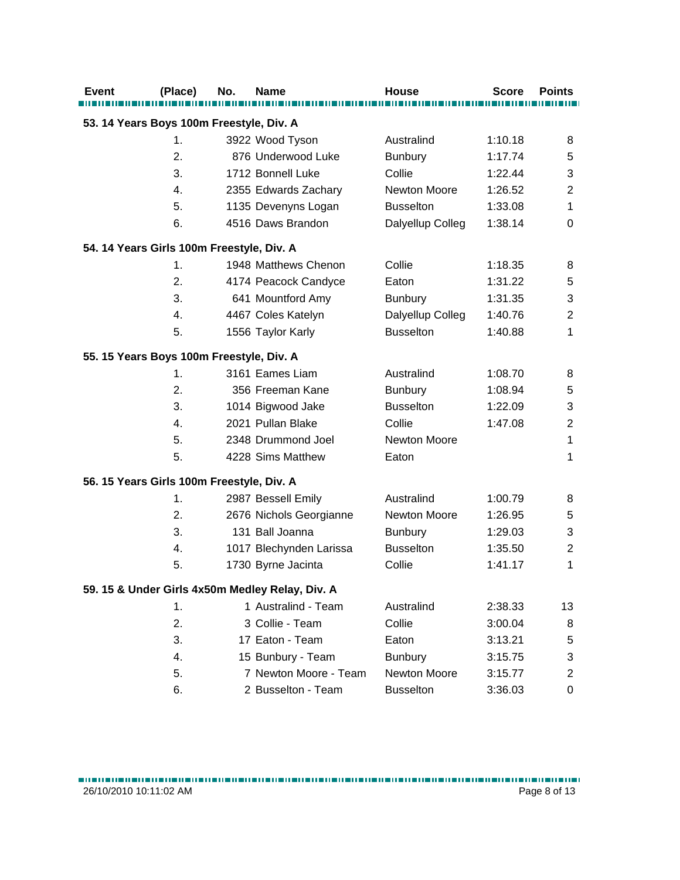| Event | (Place) | No. | Name | House | Score | Points |
|---|---|---|---|---|---|---|
| **53. 14 Years Boys 100m Freestyle, Div. A** | | | | | | |
| | 1. | 3922 | Wood Tyson | Australind | 1:10.18 | 8 |
| | 2. | 876 | Underwood Luke | Bunbury | 1:17.74 | 5 |
| | 3. | 1712 | Bonnell Luke | Collie | 1:22.44 | 3 |
| | 4. | 2355 | Edwards Zachary | Newton Moore | 1:26.52 | 2 |
| | 5. | 1135 | Devenyns Logan | Busselton | 1:33.08 | 1 |
| | 6. | 4516 | Daws Brandon | Dalyellup Colleg | 1:38.14 | 0 |
| **54. 14 Years Girls 100m Freestyle, Div. A** | | | | | | |
| | 1. | 1948 | Matthews Chenon | Collie | 1:18.35 | 8 |
| | 2. | 4174 | Peacock Candyce | Eaton | 1:31.22 | 5 |
| | 3. | 641 | Mountford Amy | Bunbury | 1:31.35 | 3 |
| | 4. | 4467 | Coles Katelyn | Dalyellup Colleg | 1:40.76 | 2 |
| | 5. | 1556 | Taylor Karly | Busselton | 1:40.88 | 1 |
| **55. 15 Years Boys 100m Freestyle, Div. A** | | | | | | |
| | 1. | 3161 | Eames Liam | Australind | 1:08.70 | 8 |
| | 2. | 356 | Freeman Kane | Bunbury | 1:08.94 | 5 |
| | 3. | 1014 | Bigwood Jake | Busselton | 1:22.09 | 3 |
| | 4. | 2021 | Pullan Blake | Collie | 1:47.08 | 2 |
| | 5. | 2348 | Drummond Joel | Newton Moore | | 1 |
| | 5. | 4228 | Sims Matthew | Eaton | | 1 |
| **56. 15 Years Girls 100m Freestyle, Div. A** | | | | | | |
| | 1. | 2987 | Bessell Emily | Australind | 1:00.79 | 8 |
| | 2. | 2676 | Nichols Georgianne | Newton Moore | 1:26.95 | 5 |
| | 3. | 131 | Ball Joanna | Bunbury | 1:29.03 | 3 |
| | 4. | 1017 | Blechynden Larissa | Busselton | 1:35.50 | 2 |
| | 5. | 1730 | Byrne Jacinta | Collie | 1:41.17 | 1 |
| **59. 15 & Under Girls 4x50m Medley Relay, Div. A** | | | | | | |
| | 1. | 1 | Australind - Team | Australind | 2:38.33 | 13 |
| | 2. | 3 | Collie - Team | Collie | 3:00.04 | 8 |
| | 3. | 17 | Eaton - Team | Eaton | 3:13.21 | 5 |
| | 4. | 15 | Bunbury - Team | Bunbury | 3:15.75 | 3 |
| | 5. | 7 | Newton Moore - Team | Newton Moore | 3:15.77 | 2 |
| | 6. | 2 | Busselton - Team | Busselton | 3:36.03 | 0 |

26/10/2010 10:11:02 AM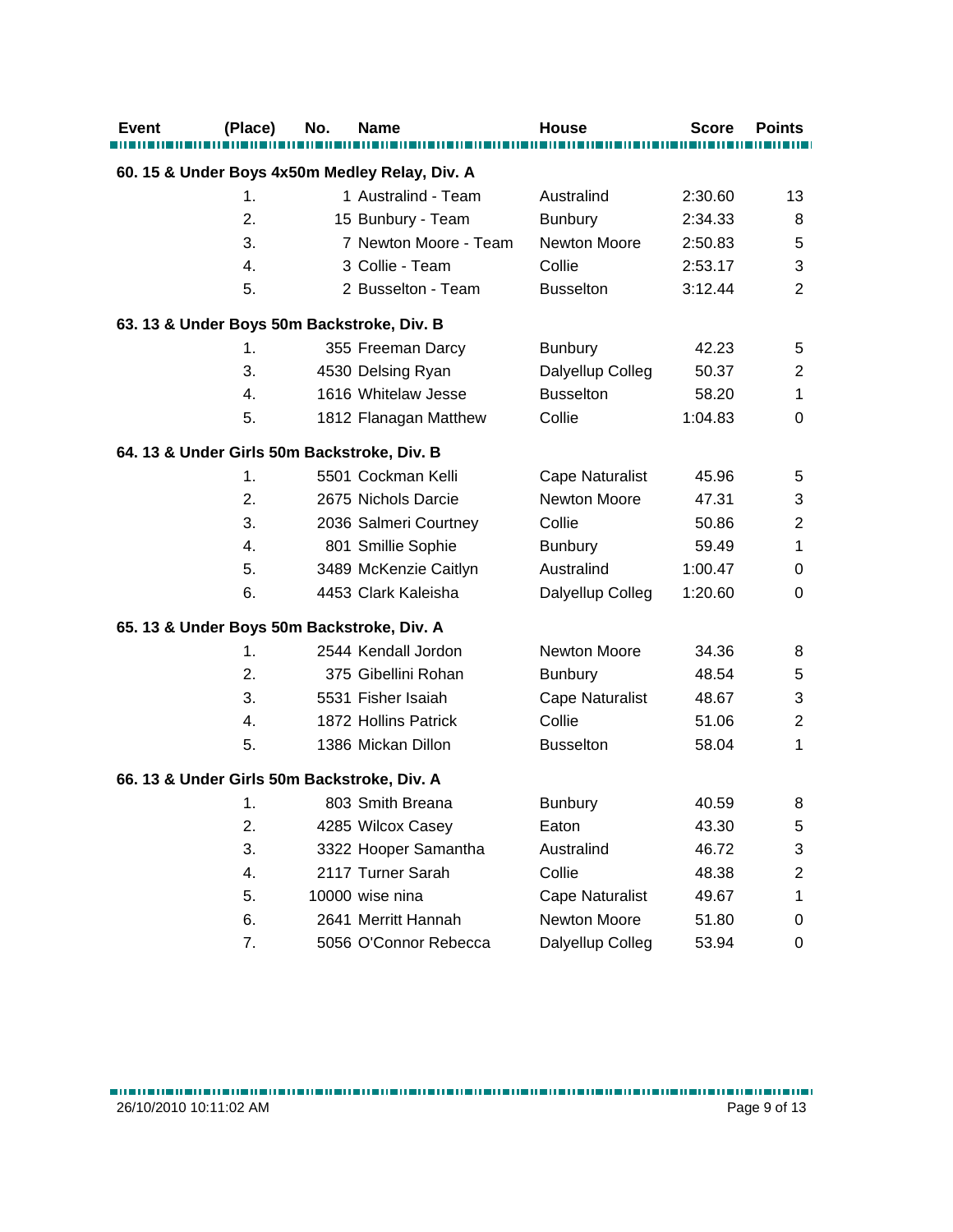| Event | (Place) | No. | Name | House | Score | Points |
|---|---|---|---|---|---|---|
| **60. 15 & Under Boys 4x50m Medley Relay, Div. A** | | | | | | |
| | 1. | 1 | Australind - Team | Australind | 2:30.60 | 13 |
| | 2. | 15 | Bunbury - Team | Bunbury | 2:34.33 | 8 |
| | 3. | 7 | Newton Moore - Team | Newton Moore | 2:50.83 | 5 |
| | 4. | 3 | Collie - Team | Collie | 2:53.17 | 3 |
| | 5. | 2 | Busselton - Team | Busselton | 3:12.44 | 2 |
| **63. 13 & Under Boys 50m Backstroke, Div. B** | | | | | | |
| | 1. | 355 | Freeman Darcy | Bunbury | 42.23 | 5 |
| | 3. | 4530 | Delsing Ryan | Dalyellup Colleg | 50.37 | 2 |
| | 4. | 1616 | Whitelaw Jesse | Busselton | 58.20 | 1 |
| | 5. | 1812 | Flanagan Matthew | Collie | 1:04.83 | 0 |
| **64. 13 & Under Girls 50m Backstroke, Div. B** | | | | | | |
| | 1. | 5501 | Cockman Kelli | Cape Naturalist | 45.96 | 5 |
| | 2. | 2675 | Nichols Darcie | Newton Moore | 47.31 | 3 |
| | 3. | 2036 | Salmeri Courtney | Collie | 50.86 | 2 |
| | 4. | 801 | Smillie Sophie | Bunbury | 59.49 | 1 |
| | 5. | 3489 | McKenzie Caitlyn | Australind | 1:00.47 | 0 |
| | 6. | 4453 | Clark Kaleisha | Dalyellup Colleg | 1:20.60 | 0 |
| **65. 13 & Under Boys 50m Backstroke, Div. A** | | | | | | |
| | 1. | 2544 | Kendall Jordon | Newton Moore | 34.36 | 8 |
| | 2. | 375 | Gibellini Rohan | Bunbury | 48.54 | 5 |
| | 3. | 5531 | Fisher Isaiah | Cape Naturalist | 48.67 | 3 |
| | 4. | 1872 | Hollins Patrick | Collie | 51.06 | 2 |
| | 5. | 1386 | Mickan Dillon | Busselton | 58.04 | 1 |
| **66. 13 & Under Girls 50m Backstroke, Div. A** | | | | | | |
| | 1. | 803 | Smith Breana | Bunbury | 40.59 | 8 |
| | 2. | 4285 | Wilcox Casey | Eaton | 43.30 | 5 |
| | 3. | 3322 | Hooper Samantha | Australind | 46.72 | 3 |
| | 4. | 2117 | Turner Sarah | Collie | 48.38 | 2 |
| | 5. | 10000 | wise nina | Cape Naturalist | 49.67 | 1 |
| | 6. | 2641 | Merritt Hannah | Newton Moore | 51.80 | 0 |
| | 7. | 5056 | O'Connor Rebecca | Dalyellup Colleg | 53.94 | 0 |

26/10/2010 10:11:02 AM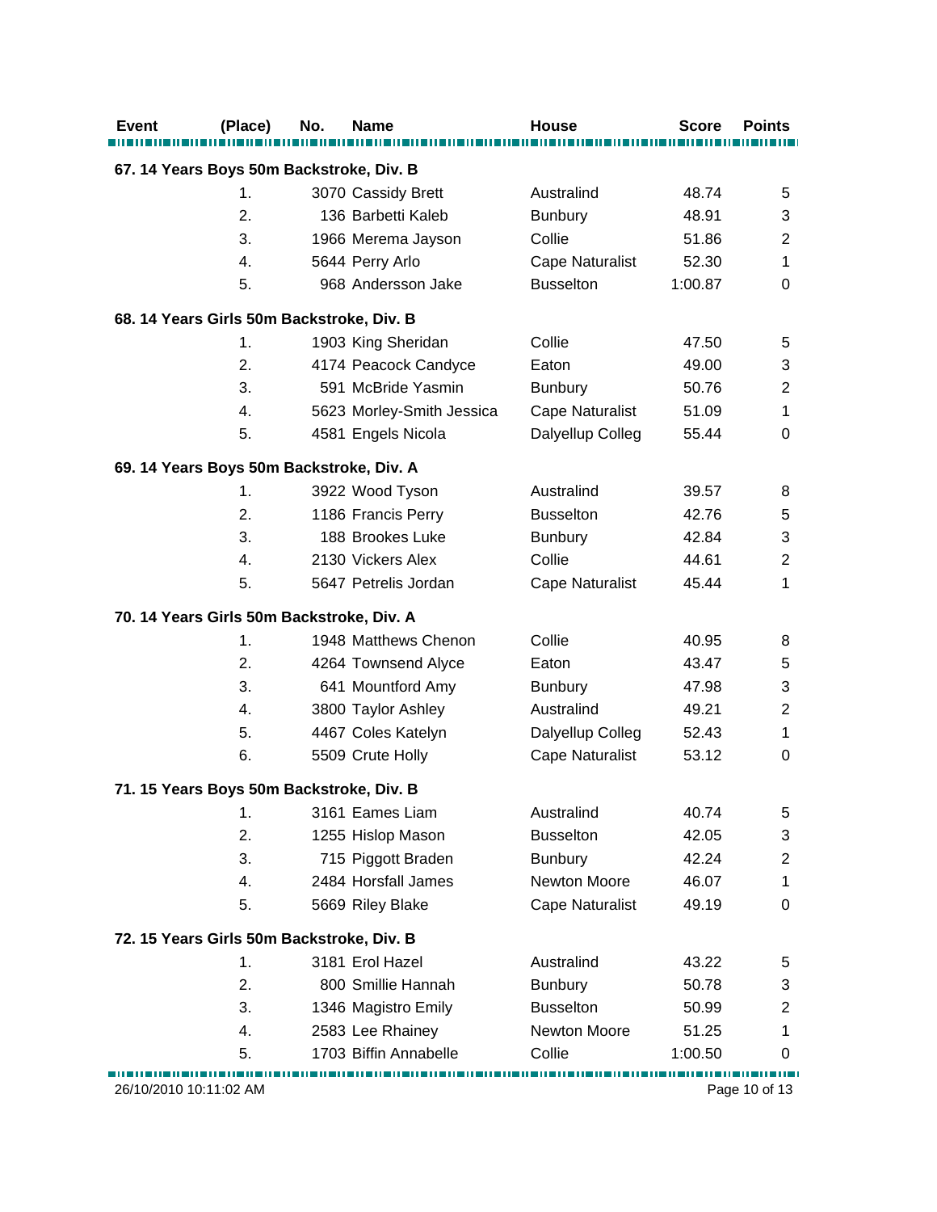| Event | (Place) | No. | Name | House | Score | Points |
|---|---|---|---|---|---|---|
| **67. 14 Years Boys 50m Backstroke, Div. B** | | | | | | |
| | 1. | 3070 | Cassidy Brett | Australind | 48.74 | 5 |
| | 2. | 136 | Barbetti Kaleb | Bunbury | 48.91 | 3 |
| | 3. | 1966 | Merema Jayson | Collie | 51.86 | 2 |
| | 4. | 5644 | Perry Arlo | Cape Naturalist | 52.30 | 1 |
| | 5. | 968 | Andersson Jake | Busselton | 1:00.87 | 0 |
| **68. 14 Years Girls 50m Backstroke, Div. B** | | | | | | |
| | 1. | 1903 | King Sheridan | Collie | 47.50 | 5 |
| | 2. | 4174 | Peacock Candyce | Eaton | 49.00 | 3 |
| | 3. | 591 | McBride Yasmin | Bunbury | 50.76 | 2 |
| | 4. | 5623 | Morley-Smith Jessica | Cape Naturalist | 51.09 | 1 |
| | 5. | 4581 | Engels Nicola | Dalyellup Colleg | 55.44 | 0 |
| **69. 14 Years Boys 50m Backstroke, Div. A** | | | | | | |
| | 1. | 3922 | Wood Tyson | Australind | 39.57 | 8 |
| | 2. | 1186 | Francis Perry | Busselton | 42.76 | 5 |
| | 3. | 188 | Brookes Luke | Bunbury | 42.84 | 3 |
| | 4. | 2130 | Vickers Alex | Collie | 44.61 | 2 |
| | 5. | 5647 | Petrelis Jordan | Cape Naturalist | 45.44 | 1 |
| **70. 14 Years Girls 50m Backstroke, Div. A** | | | | | | |
| | 1. | 1948 | Matthews Chenon | Collie | 40.95 | 8 |
| | 2. | 4264 | Townsend Alyce | Eaton | 43.47 | 5 |
| | 3. | 641 | Mountford Amy | Bunbury | 47.98 | 3 |
| | 4. | 3800 | Taylor Ashley | Australind | 49.21 | 2 |
| | 5. | 4467 | Coles Katelyn | Dalyellup Colleg | 52.43 | 1 |
| | 6. | 5509 | Crute Holly | Cape Naturalist | 53.12 | 0 |
| **71. 15 Years Boys 50m Backstroke, Div. B** | | | | | | |
| | 1. | 3161 | Eames Liam | Australind | 40.74 | 5 |
| | 2. | 1255 | Hislop Mason | Busselton | 42.05 | 3 |
| | 3. | 715 | Piggott Braden | Bunbury | 42.24 | 2 |
| | 4. | 2484 | Horsfall James | Newton Moore | 46.07 | 1 |
| | 5. | 5669 | Riley Blake | Cape Naturalist | 49.19 | 0 |
| **72. 15 Years Girls 50m Backstroke, Div. B** | | | | | | |
| | 1. | 3181 | Erol Hazel | Australind | 43.22 | 5 |
| | 2. | 800 | Smillie Hannah | Bunbury | 50.78 | 3 |
| | 3. | 1346 | Magistro Emily | Busselton | 50.99 | 2 |
| | 4. | 2583 | Lee Rhainey | Newton Moore | 51.25 | 1 |
| | 5. | 1703 | Biffin Annabelle | Collie | 1:00.50 | 0 |

26/10/2010 10:11:02 AM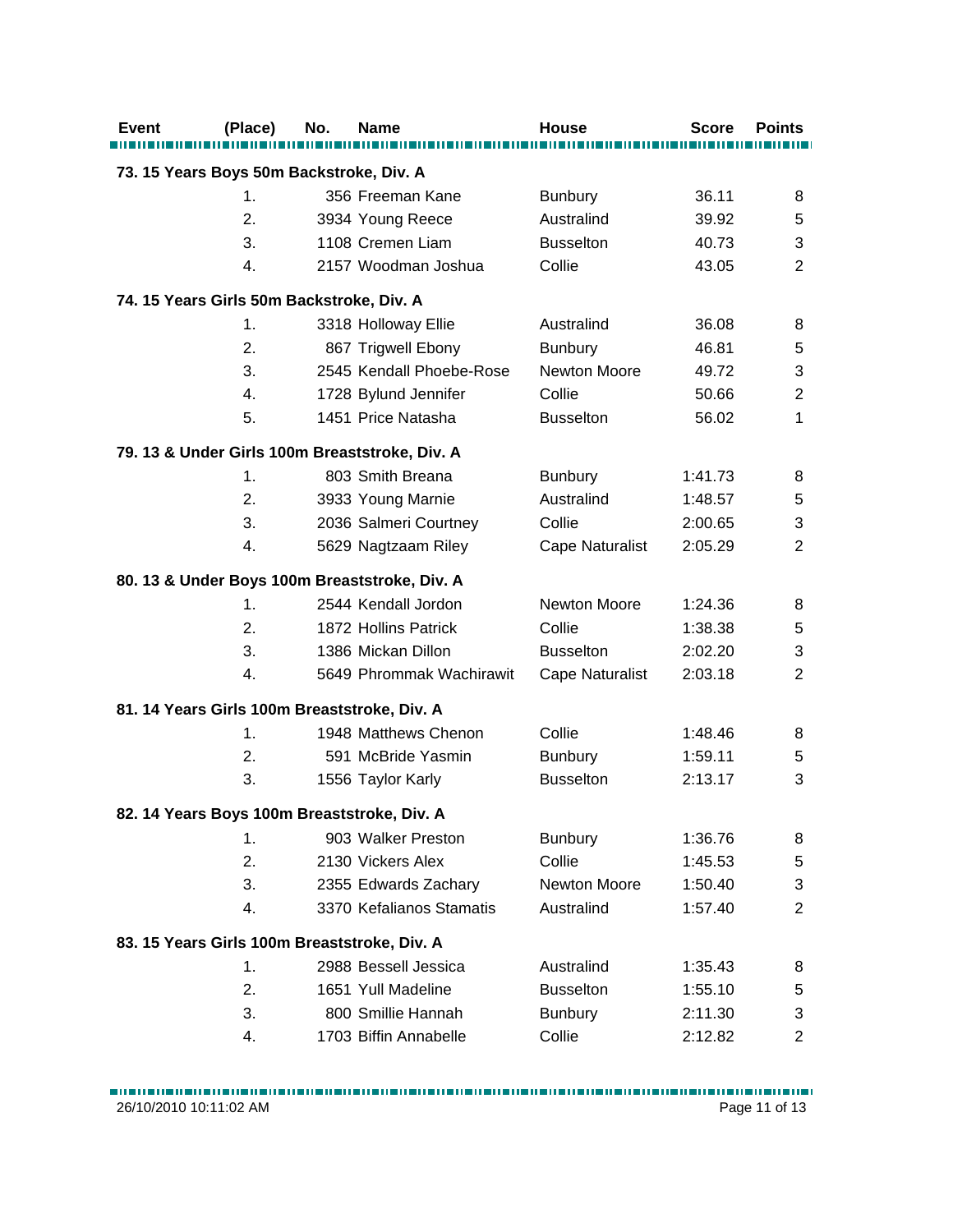| Event | (Place) | No. | Name | House | Score | Points |
|---|---|---|---|---|---|---|
| **73. 15 Years Boys 50m Backstroke, Div. A** | | | | | | |
| | 1. | 356 | Freeman Kane | Bunbury | 36.11 | 8 |
| | 2. | 3934 | Young Reece | Australind | 39.92 | 5 |
| | 3. | 1108 | Cremen Liam | Busselton | 40.73 | 3 |
| | 4. | 2157 | Woodman Joshua | Collie | 43.05 | 2 |
| **74. 15 Years Girls 50m Backstroke, Div. A** | | | | | | |
| | 1. | 3318 | Holloway Ellie | Australind | 36.08 | 8 |
| | 2. | 867 | Trigwell Ebony | Bunbury | 46.81 | 5 |
| | 3. | 2545 | Kendall Phoebe-Rose | Newton Moore | 49.72 | 3 |
| | 4. | 1728 | Bylund Jennifer | Collie | 50.66 | 2 |
| | 5. | 1451 | Price Natasha | Busselton | 56.02 | 1 |
| **79. 13 & Under Girls 100m Breaststroke, Div. A** | | | | | | |
| | 1. | 803 | Smith Breana | Bunbury | 1:41.73 | 8 |
| | 2. | 3933 | Young Marnie | Australind | 1:48.57 | 5 |
| | 3. | 2036 | Salmeri Courtney | Collie | 2:00.65 | 3 |
| | 4. | 5629 | Nagtzaam Riley | Cape Naturalist | 2:05.29 | 2 |
| **80. 13 & Under Boys 100m Breaststroke, Div. A** | | | | | | |
| | 1. | 2544 | Kendall Jordon | Newton Moore | 1:24.36 | 8 |
| | 2. | 1872 | Hollins Patrick | Collie | 1:38.38 | 5 |
| | 3. | 1386 | Mickan Dillon | Busselton | 2:02.20 | 3 |
| | 4. | 5649 | Phrommak Wachirawit | Cape Naturalist | 2:03.18 | 2 |
| **81. 14 Years Girls 100m Breaststroke, Div. A** | | | | | | |
| | 1. | 1948 | Matthews Chenon | Collie | 1:48.46 | 8 |
| | 2. | 591 | McBride Yasmin | Bunbury | 1:59.11 | 5 |
| | 3. | 1556 | Taylor Karly | Busselton | 2:13.17 | 3 |
| **82. 14 Years Boys 100m Breaststroke, Div. A** | | | | | | |
| | 1. | 903 | Walker Preston | Bunbury | 1:36.76 | 8 |
| | 2. | 2130 | Vickers Alex | Collie | 1:45.53 | 5 |
| | 3. | 2355 | Edwards Zachary | Newton Moore | 1:50.40 | 3 |
| | 4. | 3370 | Kefalianos Stamatis | Australind | 1:57.40 | 2 |
| **83. 15 Years Girls 100m Breaststroke, Div. A** | | | | | | |
| | 1. | 2988 | Bessell Jessica | Australind | 1:35.43 | 8 |
| | 2. | 1651 | Yull Madeline | Busselton | 1:55.10 | 5 |
| | 3. | 800 | Smillie Hannah | Bunbury | 2:11.30 | 3 |
| | 4. | 1703 | Biffin Annabelle | Collie | 2:12.82 | 2 |

26/10/2010 10:11:02 AM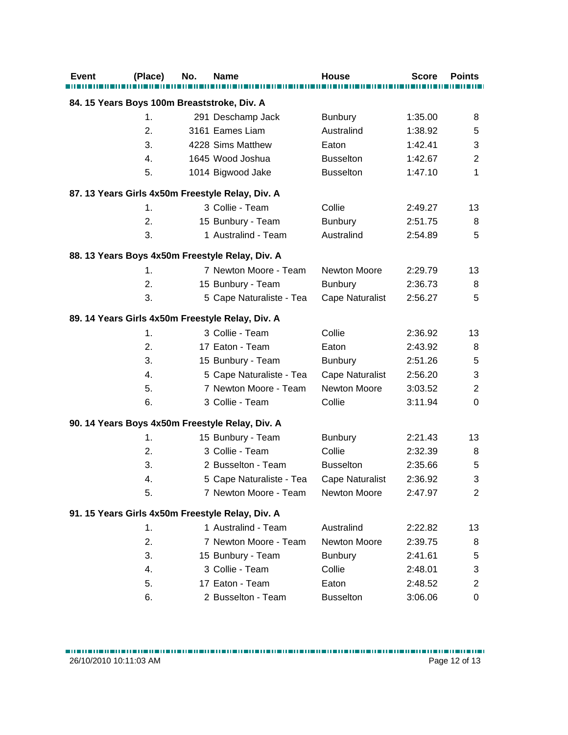| Event | (Place) | No. | Name | House | Score | Points |
|---|---|---|---|---|---|---|
| **84. 15 Years Boys 100m Breaststroke, Div. A** | | | | | | |
| | 1. | 291 | Deschamp Jack | Bunbury | 1:35.00 | 8 |
| | 2. | 3161 | Eames Liam | Australind | 1:38.92 | 5 |
| | 3. | 4228 | Sims Matthew | Eaton | 1:42.41 | 3 |
| | 4. | 1645 | Wood Joshua | Busselton | 1:42.67 | 2 |
| | 5. | 1014 | Bigwood Jake | Busselton | 1:47.10 | 1 |
| **87. 13 Years Girls 4x50m Freestyle Relay, Div. A** | | | | | | |
| | 1. | 3 | Collie - Team | Collie | 2:49.27 | 13 |
| | 2. | 15 | Bunbury - Team | Bunbury | 2:51.75 | 8 |
| | 3. | 1 | Australind - Team | Australind | 2:54.89 | 5 |
| **88. 13 Years Boys 4x50m Freestyle Relay, Div. A** | | | | | | |
| | 1. | 7 | Newton Moore - Team | Newton Moore | 2:29.79 | 13 |
| | 2. | 15 | Bunbury - Team | Bunbury | 2:36.73 | 8 |
| | 3. | 5 | Cape Naturaliste - Tea | Cape Naturalist | 2:56.27 | 5 |
| **89. 14 Years Girls 4x50m Freestyle Relay, Div. A** | | | | | | |
| | 1. | 3 | Collie - Team | Collie | 2:36.92 | 13 |
| | 2. | 17 | Eaton - Team | Eaton | 2:43.92 | 8 |
| | 3. | 15 | Bunbury - Team | Bunbury | 2:51.26 | 5 |
| | 4. | 5 | Cape Naturaliste - Tea | Cape Naturalist | 2:56.20 | 3 |
| | 5. | 7 | Newton Moore - Team | Newton Moore | 3:03.52 | 2 |
| | 6. | 3 | Collie - Team | Collie | 3:11.94 | 0 |
| **90. 14 Years Boys 4x50m Freestyle Relay, Div. A** | | | | | | |
| | 1. | 15 | Bunbury - Team | Bunbury | 2:21.43 | 13 |
| | 2. | 3 | Collie - Team | Collie | 2:32.39 | 8 |
| | 3. | 2 | Busselton - Team | Busselton | 2:35.66 | 5 |
| | 4. | 5 | Cape Naturaliste - Tea | Cape Naturalist | 2:36.92 | 3 |
| | 5. | 7 | Newton Moore - Team | Newton Moore | 2:47.97 | 2 |
| **91. 15 Years Girls 4x50m Freestyle Relay, Div. A** | | | | | | |
| | 1. | 1 | Australind - Team | Australind | 2:22.82 | 13 |
| | 2. | 7 | Newton Moore - Team | Newton Moore | 2:39.75 | 8 |
| | 3. | 15 | Bunbury - Team | Bunbury | 2:41.61 | 5 |
| | 4. | 3 | Collie - Team | Collie | 2:48.01 | 3 |
| | 5. | 17 | Eaton - Team | Eaton | 2:48.52 | 2 |
| | 6. | 2 | Busselton - Team | Busselton | 3:06.06 | 0 |

26/10/2010 10:11:03 AM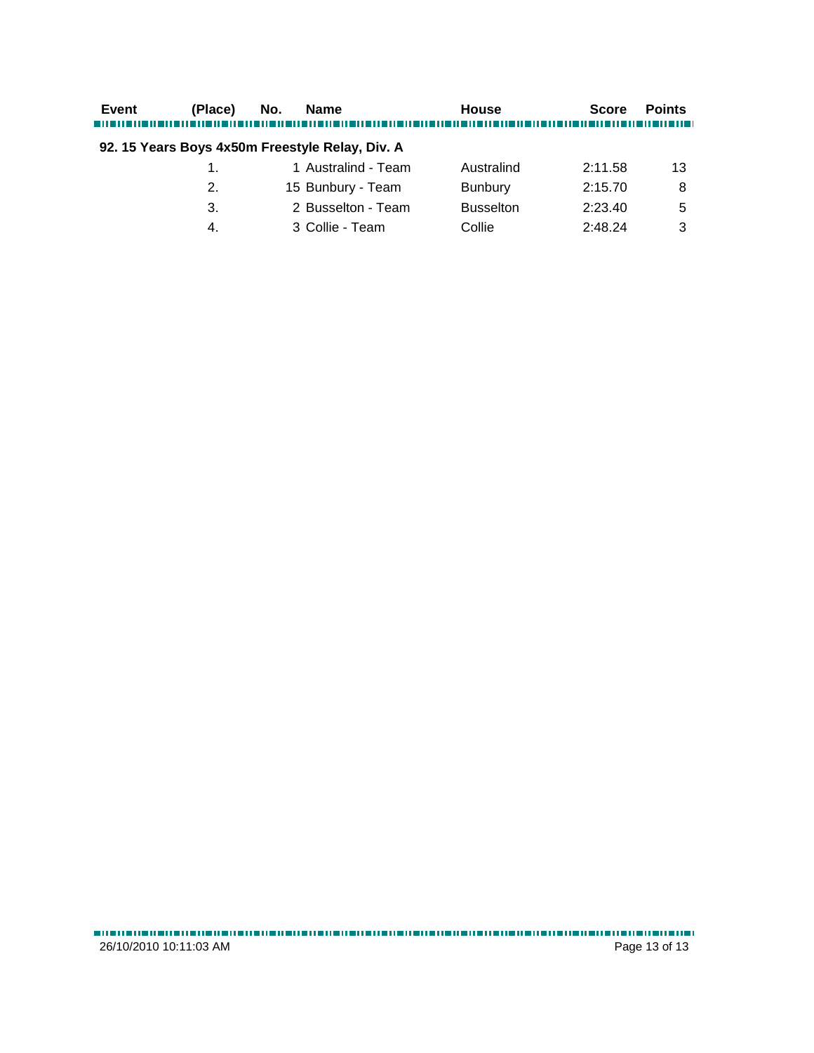| Event | (Place) | No. | Name | House | Score | Points |
|---|---|---|---|---|---|---|

**92. 15 Years Boys 4x50m Freestyle Relay, Div. A**

| Event | (Place) | No. | Name | House | Score | Points |
|---|---|---|---|---|---|---|
| | 1. | 1 | Australind - Team | Australind | 2:11.58 | 13 |
| | 2. | 15 | Bunbury - Team | Bunbury | 2:15.70 | 8 |
| | 3. | 2 | Busselton - Team | Busselton | 2:23.40 | 5 |
| | 4. | 3 | Collie - Team | Collie | 2:48.24 | 3 |

26/10/2010 10:11:03 AM